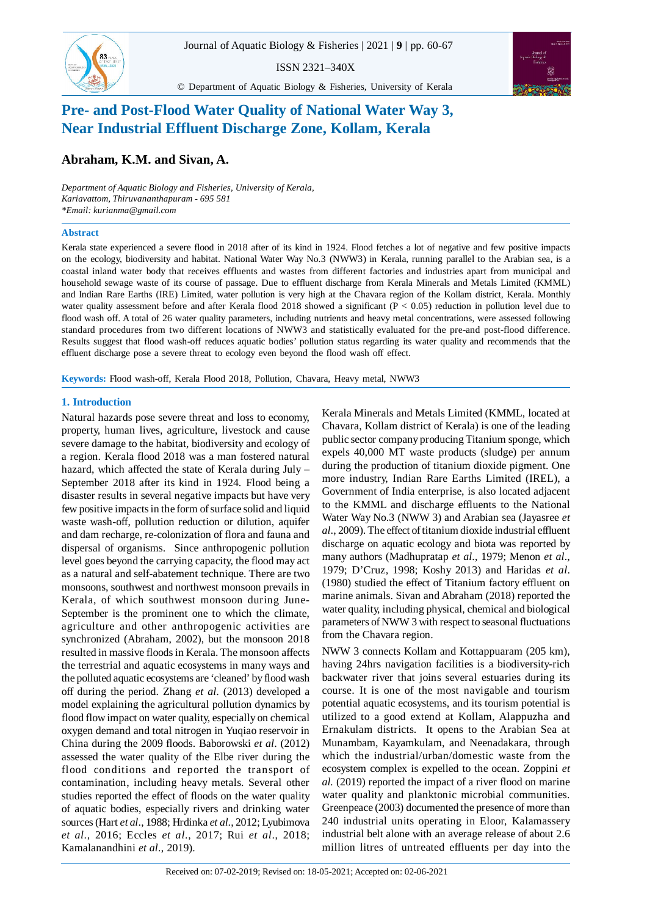# Pre- and Post-Flood Water Quality of National Water Way 3, Near Industrial Effluent Discharge Zone, Kollam, Kerala

## Abraham, K.M. and Sivan, A.

*Department of Aquatic Biology and Fisheries, University of Kerala, Kariavattom, Thiruvananthapuram - 695 581*
*\*Email: kurianma@gmail.com*

### Abstract

Kerala state experienced a severe flood in 2018 after of its kind in 1924. Flood fetches a lot of negative and few positive impacts on the ecology, biodiversity and habitat. National Water Way No.3 (NWW3) in Kerala, running parallel to the Arabian sea, is a coastal inland water body that receives effluents and wastes from different factories and industries apart from municipal and household sewage waste of its course of passage. Due to effluent discharge from Kerala Minerals and Metals Limited (KMML) and Indian Rare Earths (IRE) Limited, water pollution is very high at the Chavara region of the Kollam district, Kerala. Monthly water quality assessment before and after Kerala flood 2018 showed a significant ($P < 0.05$) reduction in pollution level due to flood wash off. A total of 26 water quality parameters, including nutrients and heavy metal concentrations, were assessed following standard procedures from two different locations of NWW3 and statistically evaluated for the pre-and post-flood difference. Results suggest that flood wash-off reduces aquatic bodies' pollution status regarding its water quality and recommends that the effluent discharge pose a severe threat to ecology even beyond the flood wash off effect.

**Keywords:** Flood wash-off, Kerala Flood 2018, Pollution, Chavara, Heavy metal, NWW3

### 1. Introduction

Natural hazards pose severe threat and loss to economy, property, human lives, agriculture, livestock and cause severe damage to the habitat, biodiversity and ecology of a region. Kerala flood 2018 was a man fostered natural hazard, which affected the state of Kerala during July – September 2018 after its kind in 1924. Flood being a disaster results in several negative impacts but have very few positive impacts in the form of surface solid and liquid waste wash-off, pollution reduction or dilution, aquifer and dam recharge, re-colonization of flora and fauna and dispersal of organisms. Since anthropogenic pollution level goes beyond the carrying capacity, the flood may act as a natural and self-abatement technique. There are two monsoons, southwest and northwest monsoon prevails in Kerala, of which southwest monsoon during June-September is the prominent one to which the climate, agriculture and other anthropogenic activities are synchronized (Abraham, 2002), but the monsoon 2018 resulted in massive floods in Kerala. The monsoon affects the terrestrial and aquatic ecosystems in many ways and the polluted aquatic ecosystems are 'cleaned' by flood wash off during the period. Zhang *et al.* (2013) developed a model explaining the agricultural pollution dynamics by flood flow impact on water quality, especially on chemical oxygen demand and total nitrogen in Yuqiao reservoir in China during the 2009 floods. Baborowski *et al.* (2012) assessed the water quality of the Elbe river during the flood conditions and reported the transport of contamination, including heavy metals. Several other studies reported the effect of floods on the water quality of aquatic bodies, especially rivers and drinking water sources (Hart *et al*., 1988; Hrdinka *et al*., 2012; Lyubimova *et al.*, 2016; Eccles *et al*., 2017; Rui *et al*., 2018; Kamalanandhini *et al*., 2019).

Kerala Minerals and Metals Limited (KMML, located at Chavara, Kollam district of Kerala) is one of the leading public sector company producing Titanium sponge, which expels 40,000 MT waste products (sludge) per annum during the production of titanium dioxide pigment. One more industry, Indian Rare Earths Limited (IREL), a Government of India enterprise, is also located adjacent to the KMML and discharge effluents to the National Water Way No.3 (NWW 3) and Arabian sea (Jayasree *et al.*, 2009). The effect of titanium dioxide industrial effluent discharge on aquatic ecology and biota was reported by many authors (Madhupratap *et al*., 1979; Menon *et al*., 1979; D'Cruz, 1998; Koshy 2013) and Haridas *et al*. (1980) studied the effect of Titanium factory effluent on marine animals. Sivan and Abraham (2018) reported the water quality, including physical, chemical and biological parameters of NWW 3 with respect to seasonal fluctuations from the Chavara region.

NWW 3 connects Kollam and Kottappuaram (205 km), having 24hrs navigation facilities is a biodiversity-rich backwater river that joins several estuaries during its course. It is one of the most navigable and tourism potential aquatic ecosystems, and its tourism potential is utilized to a good extend at Kollam, Alappuzha and Ernakulam districts. It opens to the Arabian Sea at Munambam, Kayamkulam, and Neenadakara, through which the industrial/urban/domestic waste from the ecosystem complex is expelled to the ocean. Zoppini *et al.* (2019) reported the impact of a river flood on marine water quality and planktonic microbial communities. Greenpeace (2003) documented the presence of more than 240 industrial units operating in Eloor, Kalamassery industrial belt alone with an average release of about 2.6 million litres of untreated effluents per day into the

Received on: 07-02-2019; Revised on: 18-05-2021; Accepted on: 02-06-2021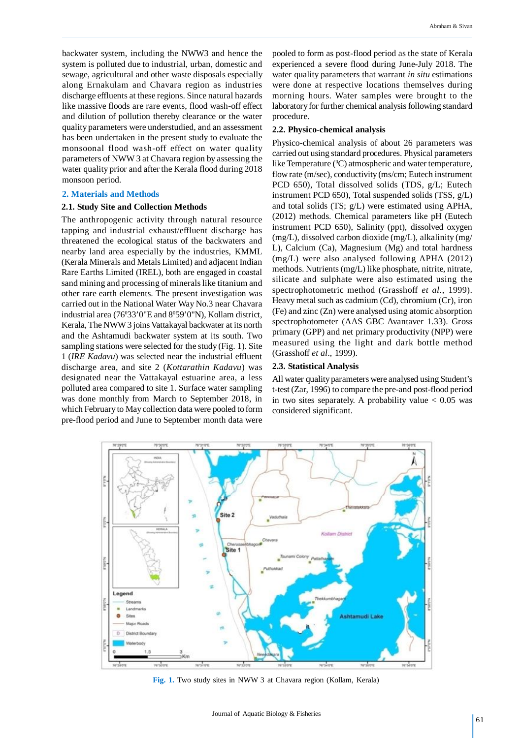backwater system, including the NWW3 and hence the system is polluted due to industrial, urban, domestic and sewage, agricultural and other waste disposals especially along Ernakulam and Chavara region as industries discharge effluents at these regions. Since natural hazards like massive floods are rare events, flood wash-off effect and dilution of pollution thereby clearance or the water quality parameters were understudied, and an assessment has been undertaken in the present study to evaluate the monsoonal flood wash-off effect on water quality parameters of NWW 3 at Chavara region by assessing the water quality prior and after the Kerala flood during 2018 monsoon period.

## 2. Materials and Methods

### 2.1. Study Site and Collection Methods

The anthropogenic activity through natural resource tapping and industrial exhaust/effluent discharge has threatened the ecological status of the backwaters and nearby land area especially by the industries, KMML (Kerala Minerals and Metals Limited) and adjacent Indian Rare Earths Limited (IREL), both are engaged in coastal sand mining and processing of minerals like titanium and other rare earth elements. The present investigation was carried out in the National Water Way No.3 near Chavara industrial area (76$^{0}$33'0"E and 8$^{0}$59'0"N), Kollam district, Kerala, The NWW 3 joins Vattakayal backwater at its north and the Ashtamudi backwater system at its south. Two sampling stations were selected for the study (Fig. 1). Site 1 (*IRE Kadavu*) was selected near the industrial effluent discharge area, and site 2 (*Kottarathin Kadavu*) was designated near the Vattakayal estuarine area, a less polluted area compared to site 1. Surface water sampling was done monthly from March to September 2018, in which February to May collection data were pooled to form pre-flood period and June to September month data were pooled to form as post-flood period as the state of Kerala experienced a severe flood during June-July 2018. The water quality parameters that warrant *in situ* estimations were done at respective locations themselves during morning hours. Water samples were brought to the laboratory for further chemical analysis following standard procedure.

### 2.2. Physico-chemical analysis

Physico-chemical analysis of about 26 parameters was carried out using standard procedures. Physical parameters like Temperature ($^{0}$C) atmospheric and water temperature, flow rate (m/sec), conductivity (ms/cm; Eutech instrument PCD 650), Total dissolved solids (TDS, g/L; Eutech instrument PCD 650), Total suspended solids (TSS, g/L) and total solids (TS; g/L) were estimated using APHA, (2012) methods. Chemical parameters like pH (Eutech instrument PCD 650), Salinity (ppt), dissolved oxygen (mg/L), dissolved carbon dioxide (mg/L), alkalinity (mg/L), Calcium (Ca), Magnesium (Mg) and total hardness (mg/L) were also analysed following APHA (2012) methods. Nutrients (mg/L) like phosphate, nitrite, nitrate, silicate and sulphate were also estimated using the spectrophotometric method (Grasshoff *et al*., 1999). Heavy metal such as cadmium (Cd), chromium (Cr), iron (Fe) and zinc (Zn) were analysed using atomic absorption spectrophotometer (AAS GBC Avantaver 1.33). Gross primary (GPP) and net primary productivity (NPP) were measured using the light and dark bottle method (Grasshoff *et al*., 1999).

### 2.3. Statistical Analysis

All water quality parameters were analysed using Student's t-test (Zar, 1996) to compare the pre-and post-flood period in two sites separately. A probability value < 0.05 was considered significant.

**Fig. 1.** Two study sites in NWW 3 at Chavara region (Kollam, Kerala)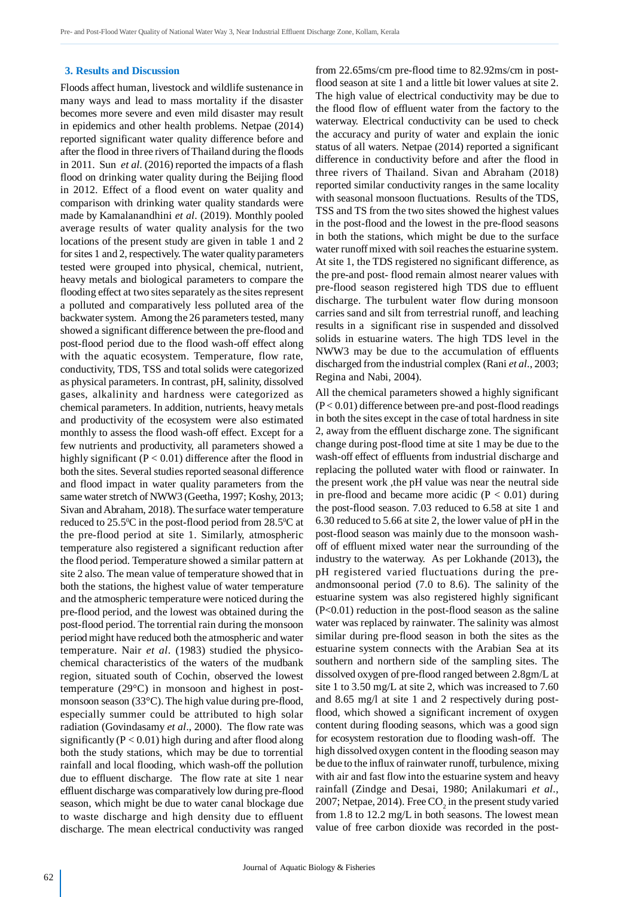## 3. Results and Discussion

Floods affect human, livestock and wildlife sustenance in many ways and lead to mass mortality if the disaster becomes more severe and even mild disaster may result in epidemics and other health problems. Netpae (2014) reported significant water quality difference before and after the flood in three rivers of Thailand during the floods in 2011. Sun *et al*. (2016) reported the impacts of a flash flood on drinking water quality during the Beijing flood in 2012. Effect of a flood event on water quality and comparison with drinking water quality standards were made by Kamalanandhini *et al*. (2019). Monthly pooled average results of water quality analysis for the two locations of the present study are given in table 1 and 2 for sites 1 and 2, respectively. The water quality parameters tested were grouped into physical, chemical, nutrient, heavy metals and biological parameters to compare the flooding effect at two sites separately as the sites represent a polluted and comparatively less polluted area of the backwater system. Among the 26 parameters tested, many showed a significant difference between the pre-flood and post-flood period due to the flood wash-off effect along with the aquatic ecosystem. Temperature, flow rate, conductivity, TDS, TSS and total solids were categorized as physical parameters. In contrast, pH, salinity, dissolved gases, alkalinity and hardness were categorized as chemical parameters. In addition, nutrients, heavy metals and productivity of the ecosystem were also estimated monthly to assess the flood wash-off effect. Except for a few nutrients and productivity, all parameters showed a highly significant ($P < 0.01$) difference after the flood in both the sites. Several studies reported seasonal difference and flood impact in water quality parameters from the same water stretch of NWW3 (Geetha, 1997; Koshy, 2013; Sivan and Abraham, 2018). The surface water temperature reduced to 25.5$^0$C in the post-flood period from 28.5$^0$C at the pre-flood period at site 1. Similarly, atmospheric temperature also registered a significant reduction after the flood period. Temperature showed a similar pattern at site 2 also. The mean value of temperature showed that in both the stations, the highest value of water temperature and the atmospheric temperature were noticed during the pre-flood period, and the lowest was obtained during the post-flood period. The torrential rain during the monsoon period might have reduced both the atmospheric and water temperature. Nair *et al*. (1983) studied the physico-chemical characteristics of the waters of the mudbank region, situated south of Cochin, observed the lowest temperature (29°C) in monsoon and highest in post-monsoon season (33°C). The high value during pre-flood, especially summer could be attributed to high solar radiation (Govindasamy *et al*., 2000). The flow rate was significantly ($P < 0.01$) high during and after flood along both the study stations, which may be due to torrential rainfall and local flooding, which wash-off the pollution due to effluent discharge. The flow rate at site 1 near effluent discharge was comparatively low during pre-flood season, which might be due to water canal blockage due to waste discharge and high density due to effluent discharge. The mean electrical conductivity was ranged from 22.65ms/cm pre-flood time to 82.92ms/cm in post-flood season at site 1 and a little bit lower values at site 2. The high value of electrical conductivity may be due to the flood flow of effluent water from the factory to the waterway. Electrical conductivity can be used to check the accuracy and purity of water and explain the ionic status of all waters. Netpae (2014) reported a significant difference in conductivity before and after the flood in three rivers of Thailand. Sivan and Abraham (2018) reported similar conductivity ranges in the same locality with seasonal monsoon fluctuations. Results of the TDS, TSS and TS from the two sites showed the highest values in the post-flood and the lowest in the pre-flood seasons in both the stations, which might be due to the surface water runoff mixed with soil reaches the estuarine system. At site 1, the TDS registered no significant difference, as the pre-and post- flood remain almost nearer values with pre-flood season registered high TDS due to effluent discharge. The turbulent water flow during monsoon carries sand and silt from terrestrial runoff, and leaching results in a significant rise in suspended and dissolved solids in estuarine waters. The high TDS level in the NWW3 may be due to the accumulation of effluents discharged from the industrial complex (Rani *et al*., 2003; Regina and Nabi, 2004).

All the chemical parameters showed a highly significant ($P < 0.01$) difference between pre-and post-flood readings in both the sites except in the case of total hardness in site 2, away from the effluent discharge zone. The significant change during post-flood time at site 1 may be due to the wash-off effect of effluents from industrial discharge and replacing the polluted water with flood or rainwater. In the present work ,the pH value was near the neutral side in pre-flood and became more acidic ($P < 0.01$) during the post-flood season. 7.03 reduced to 6.58 at site 1 and 6.30 reduced to 5.66 at site 2, the lower value of pH in the post-flood season was mainly due to the monsoon wash-off of effluent mixed water near the surrounding of the industry to the waterway. As per Lokhande (2013)**,** the pH registered varied fluctuations during the pre-andmonsoonal period (7.0 to 8.6). The salinity of the estuarine system was also registered highly significant ($P<0.01$) reduction in the post-flood season as the saline water was replaced by rainwater. The salinity was almost similar during pre-flood season in both the sites as the estuarine system connects with the Arabian Sea at its southern and northern side of the sampling sites. The dissolved oxygen of pre-flood ranged between 2.8gm/L at site 1 to 3.50 mg/L at site 2, which was increased to 7.60 and 8.65 mg/l at site 1 and 2 respectively during post-flood, which showed a significant increment of oxygen content during flooding seasons, which was a good sign for ecosystem restoration due to flooding wash-off. The high dissolved oxygen content in the flooding season may be due to the influx of rainwater runoff, turbulence, mixing with air and fast flow into the estuarine system and heavy rainfall (Zindge and Desai, 1980; Anilakumari *et al*., 2007; Netpae, 2014). Free $CO_2$ in the present study varied from 1.8 to 12.2 mg/L in both seasons. The lowest mean value of free carbon dioxide was recorded in the post-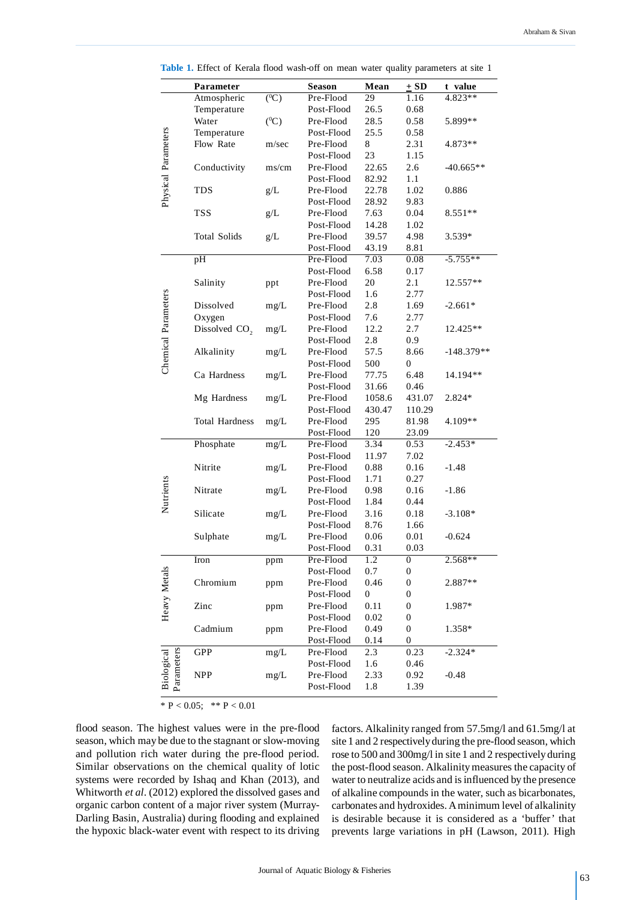**Table 1.** Effect of Kerala flood wash-off on mean water quality parameters at site 1

| | Parameter | | Season | Mean | ± SD | t value |
|---|---|---|---|---|---|---|
| Physical Parameters | Atmospheric Temperature | (°C) | Pre-Flood | 29 | 1.16 | 4.823** |
| | | | Post-Flood | 26.5 | 0.68 | |
| | Water Temperature | (°C) | Pre-Flood | 28.5 | 0.58 | 5.899** |
| | | | Post-Flood | 25.5 | 0.58 | |
| | Flow Rate | m/sec | Pre-Flood | 8 | 2.31 | 4.873** |
| | | | Post-Flood | 23 | 1.15 | |
| | Conductivity | ms/cm | Pre-Flood | 22.65 | 2.6 | -40.665** |
| | | | Post-Flood | 82.92 | 1.1 | |
| | TDS | g/L | Pre-Flood | 22.78 | 1.02 | 0.886 |
| | | | Post-Flood | 28.92 | 9.83 | |
| | TSS | g/L | Pre-Flood | 7.63 | 0.04 | 8.551** |
| | | | Post-Flood | 14.28 | 1.02 | |
| | Total Solids | g/L | Pre-Flood | 39.57 | 4.98 | 3.539* |
| | | | Post-Flood | 43.19 | 8.81 | |
| Chemical Parameters | pH | | Pre-Flood | 7.03 | 0.08 | -5.755** |
| | | | Post-Flood | 6.58 | 0.17 | |
| | Salinity | ppt | Pre-Flood | 20 | 2.1 | 12.557** |
| | | | Post-Flood | 1.6 | 2.77 | |
| | Dissolved Oxygen | mg/L | Pre-Flood | 2.8 | 1.69 | -2.661* |
| | | | Post-Flood | 7.6 | 2.77 | |
| | Dissolved $CO_2$ | mg/L | Pre-Flood | 12.2 | 2.7 | 12.425** |
| | | | Post-Flood | 2.8 | 0.9 | |
| | Alkalinity | mg/L | Pre-Flood | 57.5 | 8.66 | -148.379** |
| | | | Post-Flood | 500 | 0 | |
| | Ca Hardness | mg/L | Pre-Flood | 77.75 | 6.48 | 14.194** |
| | | | Post-Flood | 31.66 | 0.46 | |
| | Mg Hardness | mg/L | Pre-Flood | 1058.6 | 431.07 | 2.824* |
| | | | Post-Flood | 430.47 | 110.29 | |
| | Total Hardness | mg/L | Pre-Flood | 295 | 81.98 | 4.109** |
| | | | Post-Flood | 120 | 23.09 | |
| Nutrients | Phosphate | mg/L | Pre-Flood | 3.34 | 0.53 | -2.453* |
| | | | Post-Flood | 11.97 | 7.02 | |
| | Nitrite | mg/L | Pre-Flood | 0.88 | 0.16 | -1.48 |
| | | | Post-Flood | 1.71 | 0.27 | |
| | Nitrate | mg/L | Pre-Flood | 0.98 | 0.16 | -1.86 |
| | | | Post-Flood | 1.84 | 0.44 | |
| | Silicate | mg/L | Pre-Flood | 3.16 | 0.18 | -3.108* |
| | | | Post-Flood | 8.76 | 1.66 | |
| | Sulphate | mg/L | Pre-Flood | 0.06 | 0.01 | -0.624 |
| | | | Post-Flood | 0.31 | 0.03 | |
| Heavy Metals | Iron | ppm | Pre-Flood | 1.2 | 0 | 2.568** |
| | | | Post-Flood | 0.7 | 0 | |
| | Chromium | ppm | Pre-Flood | 0.46 | 0 | 2.887** |
| | | | Post-Flood | 0 | 0 | |
| | Zinc | ppm | Pre-Flood | 0.11 | 0 | 1.987* |
| | | | Post-Flood | 0.02 | 0 | |
| | Cadmium | ppm | Pre-Flood | 0.49 | 0 | 1.358* |
| | | | Post-Flood | 0.14 | 0 | |
| Biological Parameters | GPP | mg/L | Pre-Flood | 2.3 | 0.23 | -2.324* |
| | | | Post-Flood | 1.6 | 0.46 | |
| | NPP | mg/L | Pre-Flood | 2.33 | 0.92 | -0.48 |
| | | | Post-Flood | 1.8 | 1.39 | |

* $P < 0.05$; ** $P < 0.01$

flood season. The highest values were in the pre-flood season, which may be due to the stagnant or slow-moving and pollution rich water during the pre-flood period. Similar observations on the chemical quality of lotic systems were recorded by Ishaq and Khan (2013), and Whitworth *et al*. (2012) explored the dissolved gases and organic carbon content of a major river system (Murray-Darling Basin, Australia) during flooding and explained the hypoxic black-water event with respect to its driving factors. Alkalinity ranged from 57.5mg/l and 61.5mg/l at site 1 and 2 respectively during the pre-flood season, which rose to 500 and 300mg/l in site 1 and 2 respectively during the post-flood season. Alkalinity measures the capacity of water to neutralize acids and is influenced by the presence of alkaline compounds in the water, such as bicarbonates, carbonates and hydroxides. A minimum level of alkalinity is desirable because it is considered as a 'buffer' that prevents large variations in pH (Lawson, 2011). High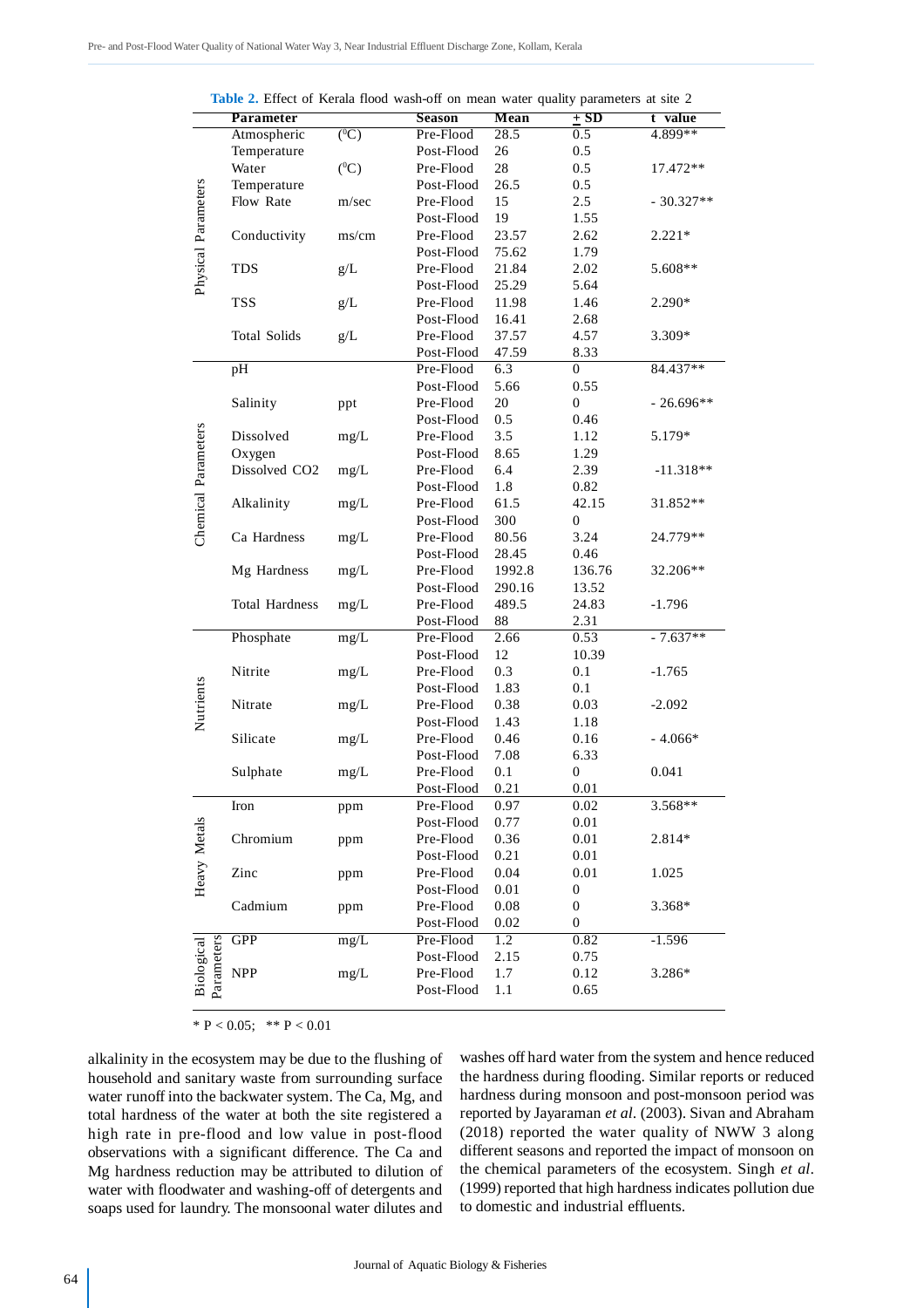**Table 2.** Effect of Kerala flood wash-off on mean water quality parameters at site 2

| | Parameter | | Season | Mean | ± SD | t value |
|---|---|---|---|---|---|---|
| Physical Parameters | Atmospheric Temperature | (°C) | Pre-Flood | 28.5 | 0.5 | 4.899** |
| | | | Post-Flood | 26 | 0.5 | |
| | Water Temperature | (°C) | Pre-Flood | 28 | 0.5 | 17.472** |
| | | | Post-Flood | 26.5 | 0.5 | |
| | Flow Rate | m/sec | Pre-Flood | 15 | 2.5 | - 30.327** |
| | | | Post-Flood | 19 | 1.55 | |
| | Conductivity | ms/cm | Pre-Flood | 23.57 | 2.62 | 2.221* |
| | | | Post-Flood | 75.62 | 1.79 | |
| | TDS | g/L | Pre-Flood | 21.84 | 2.02 | 5.608** |
| | | | Post-Flood | 25.29 | 5.64 | |
| | TSS | g/L | Pre-Flood | 11.98 | 1.46 | 2.290* |
| | | | Post-Flood | 16.41 | 2.68 | |
| | Total Solids | g/L | Pre-Flood | 37.57 | 4.57 | 3.309* |
| | | | Post-Flood | 47.59 | 8.33 | |
| Chemical Parameters | pH | | Pre-Flood | 6.3 | 0 | 84.437** |
| | | | Post-Flood | 5.66 | 0.55 | |
| | Salinity | ppt | Pre-Flood | 20 | 0 | - 26.696** |
| | | | Post-Flood | 0.5 | 0.46 | |
| | Dissolved Oxygen | mg/L | Pre-Flood | 3.5 | 1.12 | 5.179* |
| | | | Post-Flood | 8.65 | 1.29 | |
| | Dissolved CO2 | mg/L | Pre-Flood | 6.4 | 2.39 | -11.318** |
| | | | Post-Flood | 1.8 | 0.82 | |
| | Alkalinity | mg/L | Pre-Flood | 61.5 | 42.15 | 31.852** |
| | | | Post-Flood | 300 | 0 | |
| | Ca Hardness | mg/L | Pre-Flood | 80.56 | 3.24 | 24.779** |
| | | | Post-Flood | 28.45 | 0.46 | |
| | Mg Hardness | mg/L | Pre-Flood | 1992.8 | 136.76 | 32.206** |
| | | | Post-Flood | 290.16 | 13.52 | |
| | Total Hardness | mg/L | Pre-Flood | 489.5 | 24.83 | -1.796 |
| | | | Post-Flood | 88 | 2.31 | |
| Nutrients | Phosphate | mg/L | Pre-Flood | 2.66 | 0.53 | - 7.637** |
| | | | Post-Flood | 12 | 10.39 | |
| | Nitrite | mg/L | Pre-Flood | 0.3 | 0.1 | -1.765 |
| | | | Post-Flood | 1.83 | 0.1 | |
| | Nitrate | mg/L | Pre-Flood | 0.38 | 0.03 | -2.092 |
| | | | Post-Flood | 1.43 | 1.18 | |
| | Silicate | mg/L | Pre-Flood | 0.46 | 0.16 | - 4.066* |
| | | | Post-Flood | 7.08 | 6.33 | |
| | Sulphate | mg/L | Pre-Flood | 0.1 | 0 | 0.041 |
| | | | Post-Flood | 0.21 | 0.01 | |
| Heavy Metals | Iron | ppm | Pre-Flood | 0.97 | 0.02 | 3.568** |
| | | | Post-Flood | 0.77 | 0.01 | |
| | Chromium | ppm | Pre-Flood | 0.36 | 0.01 | 2.814* |
| | | | Post-Flood | 0.21 | 0.01 | |
| | Zinc | ppm | Pre-Flood | 0.04 | 0.01 | 1.025 |
| | | | Post-Flood | 0.01 | 0 | |
| | Cadmium | ppm | Pre-Flood | 0.08 | 0 | 3.368* |
| | | | Post-Flood | 0.02 | 0 | |
| Biological Parameters | GPP | mg/L | Pre-Flood | 1.2 | 0.82 | -1.596 |
| | | | Post-Flood | 2.15 | 0.75 | |
| | NPP | mg/L | Pre-Flood | 1.7 | 0.12 | 3.286* |
| | | | Post-Flood | 1.1 | 0.65 | |

* $P < 0.05$; ** $P < 0.01$

alkalinity in the ecosystem may be due to the flushing of household and sanitary waste from surrounding surface water runoff into the backwater system. The Ca, Mg, and total hardness of the water at both the site registered a high rate in pre-flood and low value in post-flood observations with a significant difference. The Ca and Mg hardness reduction may be attributed to dilution of water with floodwater and washing-off of detergents and soaps used for laundry. The monsoonal water dilutes and washes off hard water from the system and hence reduced the hardness during flooding. Similar reports or reduced hardness during monsoon and post-monsoon period was reported by Jayaraman *et al*. (2003). Sivan and Abraham (2018) reported the water quality of NWW 3 along different seasons and reported the impact of monsoon on the chemical parameters of the ecosystem. Singh *et al*. (1999) reported that high hardness indicates pollution due to domestic and industrial effluents.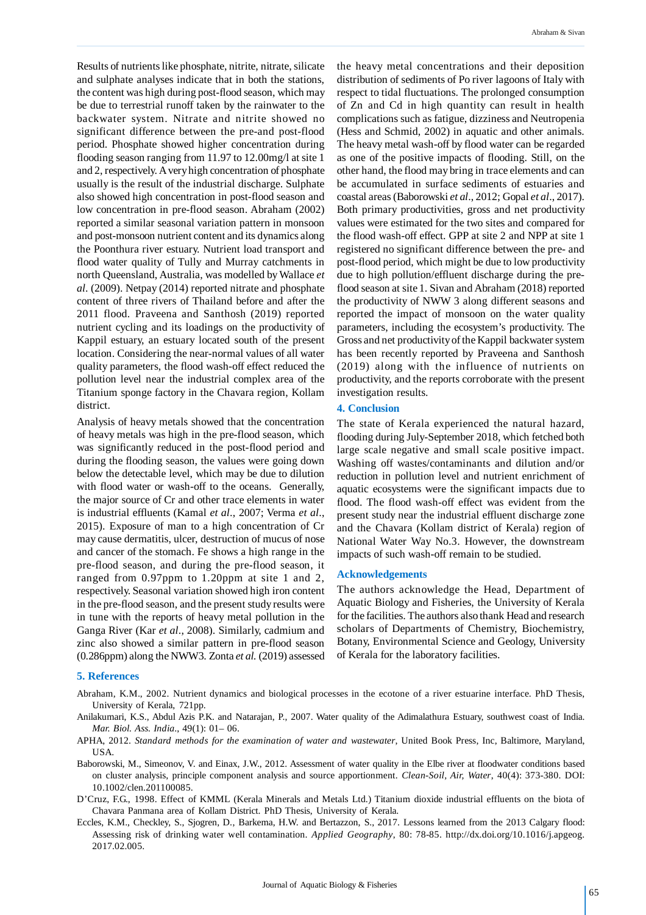Results of nutrients like phosphate, nitrite, nitrate, silicate and sulphate analyses indicate that in both the stations, the content was high during post-flood season, which may be due to terrestrial runoff taken by the rainwater to the backwater system. Nitrate and nitrite showed no significant difference between the pre-and post-flood period. Phosphate showed higher concentration during flooding season ranging from 11.97 to 12.00mg/l at site 1 and 2, respectively. A very high concentration of phosphate usually is the result of the industrial discharge. Sulphate also showed high concentration in post-flood season and low concentration in pre-flood season. Abraham (2002) reported a similar seasonal variation pattern in monsoon and post-monsoon nutrient content and its dynamics along the Poonthura river estuary. Nutrient load transport and flood water quality of Tully and Murray catchments in north Queensland, Australia, was modelled by Wallace *et al*. (2009). Netpay (2014) reported nitrate and phosphate content of three rivers of Thailand before and after the 2011 flood. Praveena and Santhosh (2019) reported nutrient cycling and its loadings on the productivity of Kappil estuary, an estuary located south of the present location. Considering the near-normal values of all water quality parameters, the flood wash-off effect reduced the pollution level near the industrial complex area of the Titanium sponge factory in the Chavara region, Kollam district.

Analysis of heavy metals showed that the concentration of heavy metals was high in the pre-flood season, which was significantly reduced in the post-flood period and during the flooding season, the values were going down below the detectable level, which may be due to dilution with flood water or wash-off to the oceans. Generally, the major source of Cr and other trace elements in water is industrial effluents (Kamal *et al*., 2007; Verma *et al*., 2015). Exposure of man to a high concentration of Cr may cause dermatitis, ulcer, destruction of mucus of nose and cancer of the stomach. Fe shows a high range in the pre-flood season, and during the pre-flood season, it ranged from 0.97ppm to 1.20ppm at site 1 and 2, respectively. Seasonal variation showed high iron content in the pre-flood season, and the present study results were in tune with the reports of heavy metal pollution in the Ganga River (Kar *et al*., 2008). Similarly, cadmium and zinc also showed a similar pattern in pre-flood season (0.286ppm) along the NWW3. Zonta *et al.* (2019) assessed the heavy metal concentrations and their deposition distribution of sediments of Po river lagoons of Italy with respect to tidal fluctuations. The prolonged consumption of Zn and Cd in high quantity can result in health complications such as fatigue, dizziness and Neutropenia (Hess and Schmid, 2002) in aquatic and other animals. The heavy metal wash-off by flood water can be regarded as one of the positive impacts of flooding. Still, on the other hand, the flood may bring in trace elements and can be accumulated in surface sediments of estuaries and coastal areas (Baborowski *et al*., 2012; Gopal *et al*., 2017). Both primary productivities, gross and net productivity values were estimated for the two sites and compared for the flood wash-off effect. GPP at site 2 and NPP at site 1 registered no significant difference between the pre- and post-flood period, which might be due to low productivity due to high pollution/effluent discharge during the pre-flood season at site 1. Sivan and Abraham (2018) reported the productivity of NWW 3 along different seasons and reported the impact of monsoon on the water quality parameters, including the ecosystem's productivity. The Gross and net productivity of the Kappil backwater system has been recently reported by Praveena and Santhosh (2019) along with the influence of nutrients on productivity, and the reports corroborate with the present investigation results.

## 4. Conclusion

The state of Kerala experienced the natural hazard, flooding during July-September 2018, which fetched both large scale negative and small scale positive impact. Washing off wastes/contaminants and dilution and/or reduction in pollution level and nutrient enrichment of aquatic ecosystems were the significant impacts due to flood. The flood wash-off effect was evident from the present study near the industrial effluent discharge zone and the Chavara (Kollam district of Kerala) region of National Water Way No.3. However, the downstream impacts of such wash-off remain to be studied.

## Acknowledgements

The authors acknowledge the Head, Department of Aquatic Biology and Fisheries, the University of Kerala for the facilities. The authors also thank Head and research scholars of Departments of Chemistry, Biochemistry, Botany, Environmental Science and Geology, University of Kerala for the laboratory facilities.

## 5. References

Abraham, K.M., 2002. Nutrient dynamics and biological processes in the ecotone of a river estuarine interface. PhD Thesis, University of Kerala, 721pp.

Anilakumari, K.S., Abdul Azis P.K. and Natarajan, P., 2007. Water quality of the Adimalathura Estuary, southwest coast of India. *Mar. Biol. Ass. India*., 49(1): 01– 06.

APHA, 2012. *Standard methods for the examination of water and wastewater*, United Book Press, Inc, Baltimore, Maryland, USA.

Baborowski, M., Simeonov, V. and Einax, J.W., 2012. Assessment of water quality in the Elbe river at floodwater conditions based on cluster analysis, principle component analysis and source apportionment. *Clean-Soil, Air, Water*, 40(4): 373-380. DOI: 10.1002/clen.201100085.

D'Cruz, F.G., 1998. Effect of KMML (Kerala Minerals and Metals Ltd.) Titanium dioxide industrial effluents on the biota of Chavara Panmana area of Kollam District. PhD Thesis, University of Kerala.

Eccles, K.M., Checkley, S., Sjogren, D., Barkema, H.W. and Bertazzon, S., 2017. Lessons learned from the 2013 Calgary flood: Assessing risk of drinking water well contamination. *Applied Geography*, 80: 78-85. http://dx.doi.org/10.1016/j.apgeog.2017.02.005.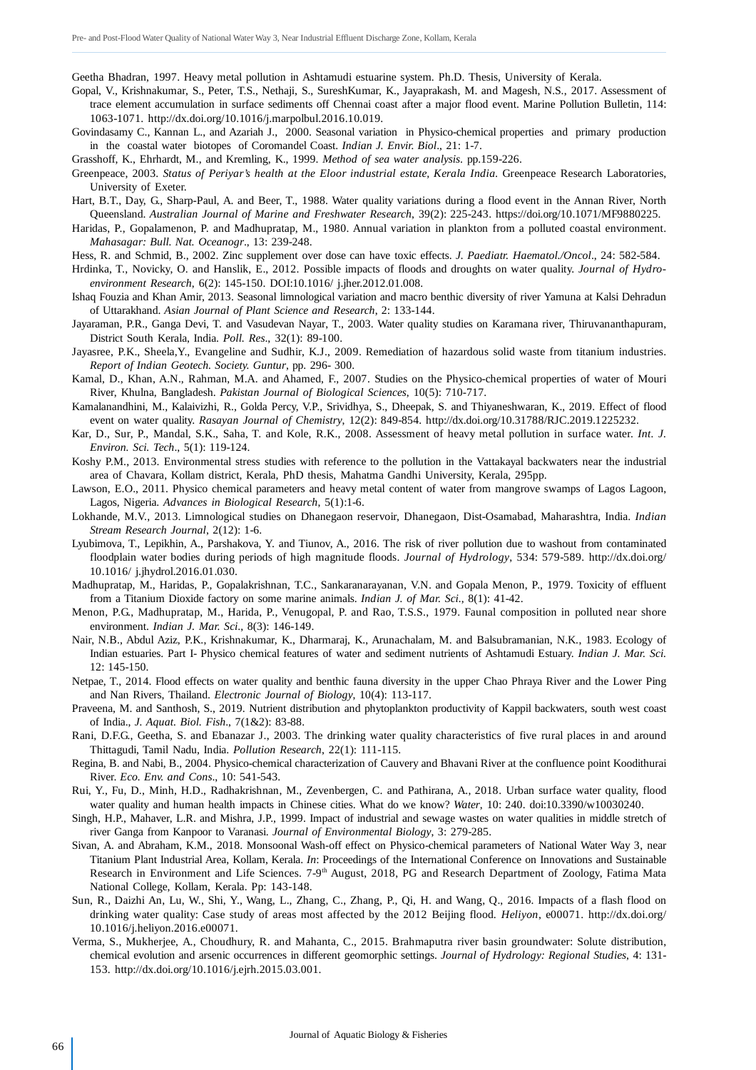Geetha Bhadran, 1997. Heavy metal pollution in Ashtamudi estuarine system. Ph.D. Thesis, University of Kerala.

Gopal, V., Krishnakumar, S., Peter, T.S., Nethaji, S., SureshKumar, K., Jayaprakash, M. and Magesh, N.S., 2017. Assessment of trace element accumulation in surface sediments off Chennai coast after a major flood event. Marine Pollution Bulletin, 114: 1063-1071. http://dx.doi.org/10.1016/j.marpolbul.2016.10.019.

Govindasamy C., Kannan L., and Azariah J., 2000. Seasonal variation in Physico-chemical properties and primary production in the coastal water biotopes of Coromandel Coast. *Indian J. Envir. Biol*., 21: 1-7.

Grasshoff, K., Ehrhardt, M., and Kremling, K., 1999. *Method of sea water analysis*. pp.159-226.

Greenpeace, 2003. *Status of Periyar's health at the Eloor industrial estate, Kerala India*. Greenpeace Research Laboratories, University of Exeter.

Hart, B.T., Day, G., Sharp-Paul, A. and Beer, T., 1988. Water quality variations during a flood event in the Annan River, North Queensland. *Australian Journal of Marine and Freshwater Research*, 39(2): 225-243. https://doi.org/10.1071/MF9880225.

Haridas, P., Gopalamenon, P. and Madhupratap, M., 1980. Annual variation in plankton from a polluted coastal environment. *Mahasagar: Bull. Nat. Oceanogr*., 13: 239-248.

Hess, R. and Schmid, B., 2002. Zinc supplement over dose can have toxic effects. *J. Paediatr. Haematol./Oncol*., 24: 582-584.

Hrdinka, T., Novicky, O. and Hanslik, E., 2012. Possible impacts of floods and droughts on water quality. *Journal of Hydro-environment Research*, 6(2): 145-150. DOI:10.1016/ j.jher.2012.01.008.

Ishaq Fouzia and Khan Amir, 2013. Seasonal limnological variation and macro benthic diversity of river Yamuna at Kalsi Dehradun of Uttarakhand. *Asian Journal of Plant Science and Research*, 2: 133-144.

Jayaraman, P.R., Ganga Devi, T. and Vasudevan Nayar, T., 2003. Water quality studies on Karamana river, Thiruvananthapuram, District South Kerala, India. *Poll. Res*., 32(1): 89-100.

Jayasree, P.K., Sheela,Y., Evangeline and Sudhir, K.J., 2009. Remediation of hazardous solid waste from titanium industries. *Report of Indian Geotech. Society. Guntur*, pp. 296- 300.

Kamal, D., Khan, A.N., Rahman, M.A. and Ahamed, F., 2007. Studies on the Physico-chemical properties of water of Mouri River, Khulna, Bangladesh. *Pakistan Journal of Biological Sciences*, 10(5): 710-717.

Kamalanandhini, M., Kalaivizhi, R., Golda Percy, V.P., Srividhya, S., Dheepak, S. and Thiyaneshwaran, K., 2019. Effect of flood event on water quality. *Rasayan Journal of Chemistry*, 12(2): 849-854. http://dx.doi.org/10.31788/RJC.2019.1225232.

Kar, D., Sur, P., Mandal, S.K., Saha, T. and Kole, R.K., 2008. Assessment of heavy metal pollution in surface water. *Int. J. Environ. Sci. Tech*., 5(1): 119-124.

Koshy P.M., 2013. Environmental stress studies with reference to the pollution in the Vattakayal backwaters near the industrial area of Chavara, Kollam district, Kerala, PhD thesis, Mahatma Gandhi University, Kerala, 295pp.

Lawson, E.O., 2011. Physico chemical parameters and heavy metal content of water from mangrove swamps of Lagos Lagoon, Lagos, Nigeria. *Advances in Biological Research*, 5(1):1-6.

Lokhande, M.V., 2013. Limnological studies on Dhanegaon reservoir, Dhanegaon, Dist-Osamabad, Maharashtra, India. *Indian Stream Research Journal*, 2(12): 1-6.

Lyubimova, T., Lepikhin, A., Parshakova, Y. and Tiunov, A., 2016. The risk of river pollution due to washout from contaminated floodplain water bodies during periods of high magnitude floods. *Journal of Hydrology*, 534: 579-589. http://dx.doi.org/ 10.1016/ j.jhydrol.2016.01.030.

Madhupratap, M., Haridas, P., Gopalakrishnan, T.C., Sankaranarayanan, V.N. and Gopala Menon, P., 1979. Toxicity of effluent from a Titanium Dioxide factory on some marine animals. *Indian J. of Mar. Sci*., 8(1): 41-42.

Menon, P.G., Madhupratap, M., Harida, P., Venugopal, P. and Rao, T.S.S., 1979. Faunal composition in polluted near shore environment. *Indian J. Mar. Sci*., 8(3): 146-149.

Nair, N.B., Abdul Aziz, P.K., Krishnakumar, K., Dharmaraj, K., Arunachalam, M. and Balsubramanian, N.K., 1983. Ecology of Indian estuaries. Part I- Physico chemical features of water and sediment nutrients of Ashtamudi Estuary. *Indian J. Mar. Sci.* 12: 145-150.

Netpae, T., 2014. Flood effects on water quality and benthic fauna diversity in the upper Chao Phraya River and the Lower Ping and Nan Rivers, Thailand. *Electronic Journal of Biology*, 10(4): 113-117.

Praveena, M. and Santhosh, S., 2019. Nutrient distribution and phytoplankton productivity of Kappil backwaters, south west coast of India., *J. Aquat. Biol. Fish*., 7(1&2): 83-88.

Rani, D.F.G., Geetha, S. and Ebanazar J., 2003. The drinking water quality characteristics of five rural places in and around Thittagudi, Tamil Nadu, India. *Pollution Research*, 22(1): 111-115.

Regina, B. and Nabi, B., 2004. Physico-chemical characterization of Cauvery and Bhavani River at the confluence point Koodithurai River. *Eco. Env. and Cons*., 10: 541-543.

Rui, Y., Fu, D., Minh, H.D., Radhakrishnan, M., Zevenbergen, C. and Pathirana, A., 2018. Urban surface water quality, flood water quality and human health impacts in Chinese cities. What do we know? *Water*, 10: 240. doi:10.3390/w10030240.

Singh, H.P., Mahaver, L.R. and Mishra, J.P., 1999. Impact of industrial and sewage wastes on water qualities in middle stretch of river Ganga from Kanpoor to Varanasi. *Journal of Environmental Biology*, 3: 279-285.

Sivan, A. and Abraham, K.M., 2018. Monsoonal Wash-off effect on Physico-chemical parameters of National Water Way 3, near Titanium Plant Industrial Area, Kollam, Kerala. *In*: Proceedings of the International Conference on Innovations and Sustainable Research in Environment and Life Sciences. 7-9th August, 2018, PG and Research Department of Zoology, Fatima Mata National College, Kollam, Kerala. Pp: 143-148.

Sun, R., Daizhi An, Lu, W., Shi, Y., Wang, L., Zhang, C., Zhang, P., Qi, H. and Wang, Q., 2016. Impacts of a flash flood on drinking water quality: Case study of areas most affected by the 2012 Beijing flood. *Heliyon*, e00071. http://dx.doi.org/ 10.1016/j.heliyon.2016.e00071.

Verma, S., Mukherjee, A., Choudhury, R. and Mahanta, C., 2015. Brahmaputra river basin groundwater: Solute distribution, chemical evolution and arsenic occurrences in different geomorphic settings. *Journal of Hydrology: Regional Studies*, 4: 131-153. http://dx.doi.org/10.1016/j.ejrh.2015.03.001.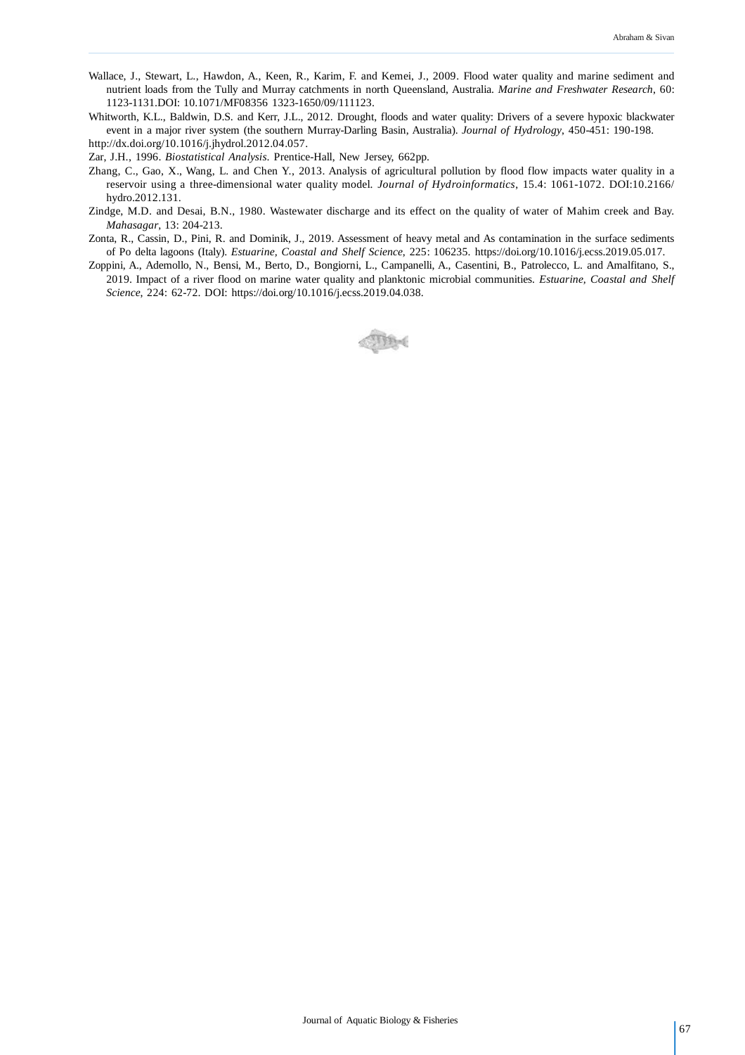Wallace, J., Stewart, L., Hawdon, A., Keen, R., Karim, F. and Kemei, J., 2009. Flood water quality and marine sediment and nutrient loads from the Tully and Murray catchments in north Queensland, Australia. *Marine and Freshwater Research*, 60: 1123-1131.DOI: 10.1071/MF08356 1323-1650/09/111123.

Whitworth, K.L., Baldwin, D.S. and Kerr, J.L., 2012. Drought, floods and water quality: Drivers of a severe hypoxic blackwater event in a major river system (the southern Murray-Darling Basin, Australia). *Journal of Hydrology*, 450-451: 190-198. http://dx.doi.org/10.1016/j.jhydrol.2012.04.057.

Zar, J.H., 1996. *Biostatistical Analysis*. Prentice-Hall, New Jersey, 662pp.

Zhang, C., Gao, X., Wang, L. and Chen Y., 2013. Analysis of agricultural pollution by flood flow impacts water quality in a reservoir using a three-dimensional water quality model. *Journal of Hydroinformatics*, 15.4: 1061-1072. DOI:10.2166/ hydro.2012.131.

Zindge, M.D. and Desai, B.N., 1980. Wastewater discharge and its effect on the quality of water of Mahim creek and Bay. *Mahasagar*, 13: 204-213.

Zonta, R., Cassin, D., Pini, R. and Dominik, J., 2019. Assessment of heavy metal and As contamination in the surface sediments of Po delta lagoons (Italy). *Estuarine, Coastal and Shelf Science*, 225: 106235. https://doi.org/10.1016/j.ecss.2019.05.017.

Zoppini, A., Ademollo, N., Bensi, M., Berto, D., Bongiorni, L., Campanelli, A., Casentini, B., Patrolecco, L. and Amalfitano, S., 2019. Impact of a river flood on marine water quality and planktonic microbial communities. *Estuarine, Coastal and Shelf Science*, 224: 62-72. DOI: https://doi.org/10.1016/j.ecss.2019.04.038.